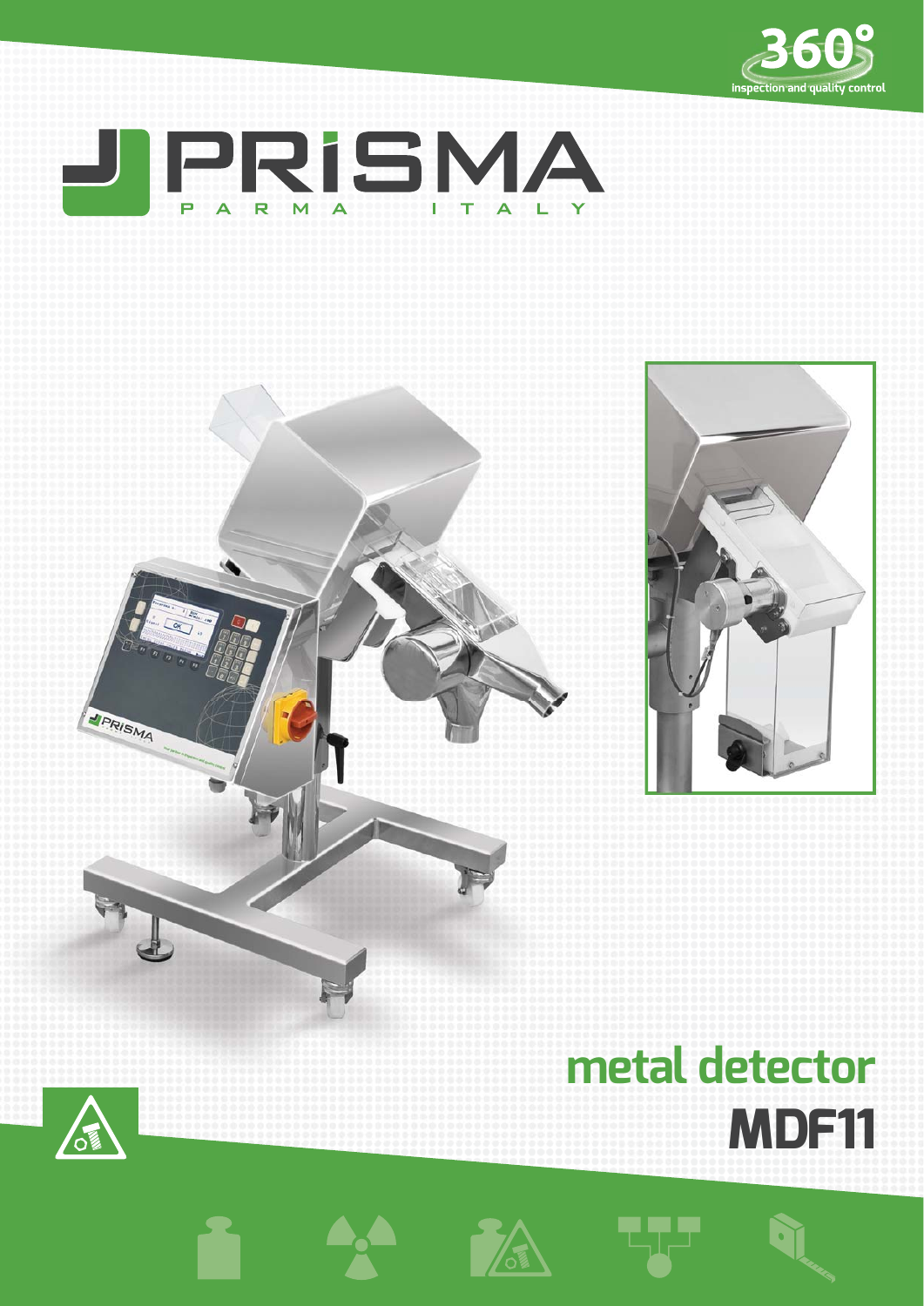360°
inspection and quality control

PRISMA
PARMA ITALY

# metal detector
# MDF11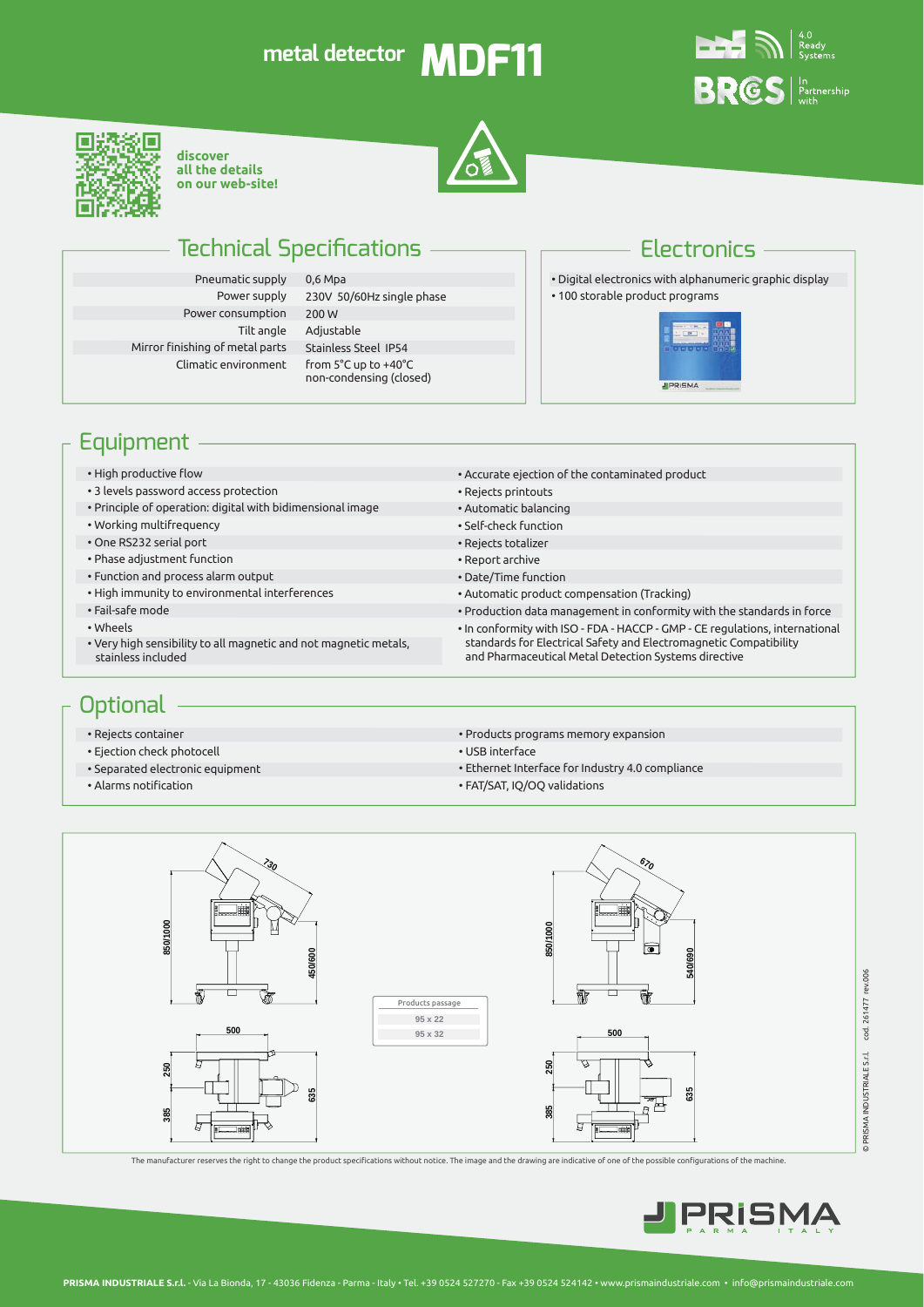# metal detector MDF11

4.0 Ready Systems

BRCS | In Partnership with

discover all the details on our web-site!

## Technical Specifications

| | |
|---|---|
| Pneumatic supply | 0,6 Mpa |
| Power supply | 230V 50/60Hz single phase |
| Power consumption | 200 W |
| Tilt angle | Adjustable |
| Mirror finishing of metal parts | Stainless Steel IP54 |
| Climatic environment | from 5°C up to +40°C non-condensing (closed) |

## Electronics

- Digital electronics with alphanumeric graphic display
- 100 storable product programs

## Equipment

- High productive flow
- 3 levels password access protection
- Principle of operation: digital with bidimensional image
- Working multifrequency
- One RS232 serial port
- Phase adjustment function
- Function and process alarm output
- High immunity to environmental interferences
- Fail-safe mode
- Wheels
- Very high sensibility to all magnetic and not magnetic metals, stainless included
- Accurate ejection of the contaminated product
- Rejects printouts
- Automatic balancing
- Self-check function
- Rejects totalizer
- Report archive
- Date/Time function
- Automatic product compensation (Tracking)
- Production data management in conformity with the standards in force
- In conformity with ISO - FDA - HACCP - GMP - CE regulations, international standards for Electrical Safety and Electromagnetic Compatibility and Pharmaceutical Metal Detection Systems directive

## Optional

- Rejects container
- Ejection check photocell
- Separated electronic equipment
- Alarms notification
- Products programs memory expansion
- USB interface
- Ethernet Interface for Industry 4.0 compliance
- FAT/SAT, IQ/OQ validations

730
850/1000
450/600
500
250
385
635

| Products passage |
|---|
| 95 x 22 |
| 95 x 32 |

670
850/1000
540/690
500
250
385
635

The manufacturer reserves the right to change the product specifications without notice. The image and the drawing are indicative of one of the possible configurations of the machine.

© PRISMA INDUSTRIALE S.r.l. cod. 261477 rev.006

PRISMA PARMA ITALY

**PRISMA INDUSTRIALE S.r.l.** - Via La Bionda, 17 - 43036 Fidenza - Parma - Italy • Tel. +39 0524 527270 - Fax +39 0524 524142 • www.prismaindustriale.com • info@prismaindustriale.com